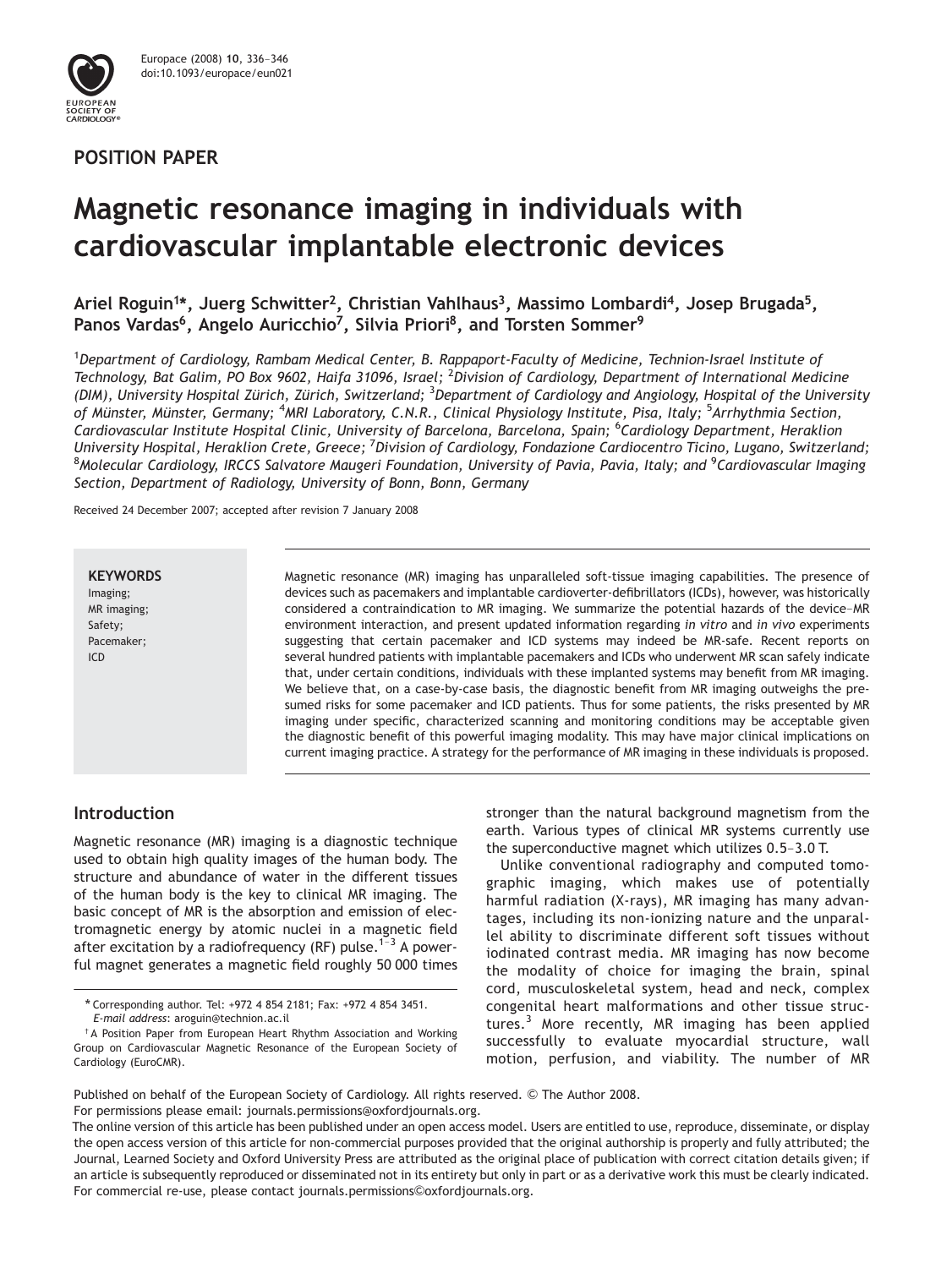POSITION PAPER

# Magnetic resonance imaging in individuals with cardiovascular implantable electronic devices

**Ariel Roguin[1]*, Juerg Schwitter[2], Christian Vahlhaus[3], Massimo Lombardi[4], Josep Brugada[5], Panos Vardas[6], Angelo Auricchio[7], Silvia Priori[8], and Torsten Sommer[9]**

[1] *Department of Cardiology, Rambam Medical Center, B. Rappaport-Faculty of Medicine, Technion-Israel Institute of Technology, Bat Galim, PO Box 9602, Haifa 31096, Israel;* [2] *Division of Cardiology, Department of International Medicine (DIM), University Hospital Zürich, Zürich, Switzerland;* [3] *Department of Cardiology and Angiology, Hospital of the University of Münster, Münster, Germany;* [4] *MRI Laboratory, C.N.R., Clinical Physiology Institute, Pisa, Italy;* [5] *Arrhythmia Section, Cardiovascular Institute Hospital Clinic, University of Barcelona, Barcelona, Spain;* [6] *Cardiology Department, Heraklion University Hospital, Heraklion Crete, Greece;* [7] *Division of Cardiology, Fondazione Cardiocentro Ticino, Lugano, Switzerland;* [8] *Molecular Cardiology, IRCCS Salvatore Maugeri Foundation, University of Pavia, Pavia, Italy; and* [9] *Cardiovascular Imaging Section, Department of Radiology, University of Bonn, Bonn, Germany*

Received 24 December 2007; accepted after revision 7 January 2008

**KEYWORDS**
Imaging;
MR imaging;
Safety;
Pacemaker;
ICD

Magnetic resonance (MR) imaging has unparalleled soft-tissue imaging capabilities. The presence of devices such as pacemakers and implantable cardioverter-defibrillators (ICDs), however, was historically considered a contraindication to MR imaging. We summarize the potential hazards of the device–MR environment interaction, and present updated information regarding *in vitro* and *in vivo* experiments suggesting that certain pacemaker and ICD systems may indeed be MR-safe. Recent reports on several hundred patients with implantable pacemakers and ICDs who underwent MR scan safely indicate that, under certain conditions, individuals with these implanted systems may benefit from MR imaging. We believe that, on a case-by-case basis, the diagnostic benefit from MR imaging outweighs the presumed risks for some pacemaker and ICD patients. Thus for some patients, the risks presented by MR imaging under specific, characterized scanning and monitoring conditions may be acceptable given the diagnostic benefit of this powerful imaging modality. This may have major clinical implications on current imaging practice. A strategy for the performance of MR imaging in these individuals is proposed.

## Introduction

Magnetic resonance (MR) imaging is a diagnostic technique used to obtain high quality images of the human body. The structure and abundance of water in the different tissues of the human body is the key to clinical MR imaging. The basic concept of MR is the absorption and emission of electromagnetic energy by atomic nuclei in a magnetic field after excitation by a radiofrequency (RF) pulse.[1–3] A powerful magnet generates a magnetic field roughly 50 000 times stronger than the natural background magnetism from the earth. Various types of clinical MR systems currently use the superconductive magnet which utilizes 0.5–3.0 T.

Unlike conventional radiography and computed tomographic imaging, which makes use of potentially harmful radiation (X-rays), MR imaging has many advantages, including its non-ionizing nature and the unparallel ability to discriminate different soft tissues without iodinated contrast media. MR imaging has now become the modality of choice for imaging the brain, spinal cord, musculoskeletal system, head and neck, complex congenital heart malformations and other tissue structures.[3] More recently, MR imaging has been applied successfully to evaluate myocardial structure, wall motion, perfusion, and viability. The number of MR

* Corresponding author. Tel: +972 4 854 2181; Fax: +972 4 854 3451. *E-mail address*: aroguin@technion.ac.il

† A Position Paper from European Heart Rhythm Association and Working Group on Cardiovascular Magnetic Resonance of the European Society of Cardiology (EuroCMR).

Published on behalf of the European Society of Cardiology. All rights reserved. © The Author 2008.
For permissions please email: journals.permissions@oxfordjournals.org.
The online version of this article has been published under an open access model. Users are entitled to use, reproduce, disseminate, or display the open access version of this article for non-commercial purposes provided that the original authorship is properly and fully attributed; the Journal, Learned Society and Oxford University Press are attributed as the original place of publication with correct citation details given; if an article is subsequently reproduced or disseminated not in its entirety but only in part or as a derivative work this must be clearly indicated. For commercial re-use, please contact journals.permissions©oxfordjournals.org.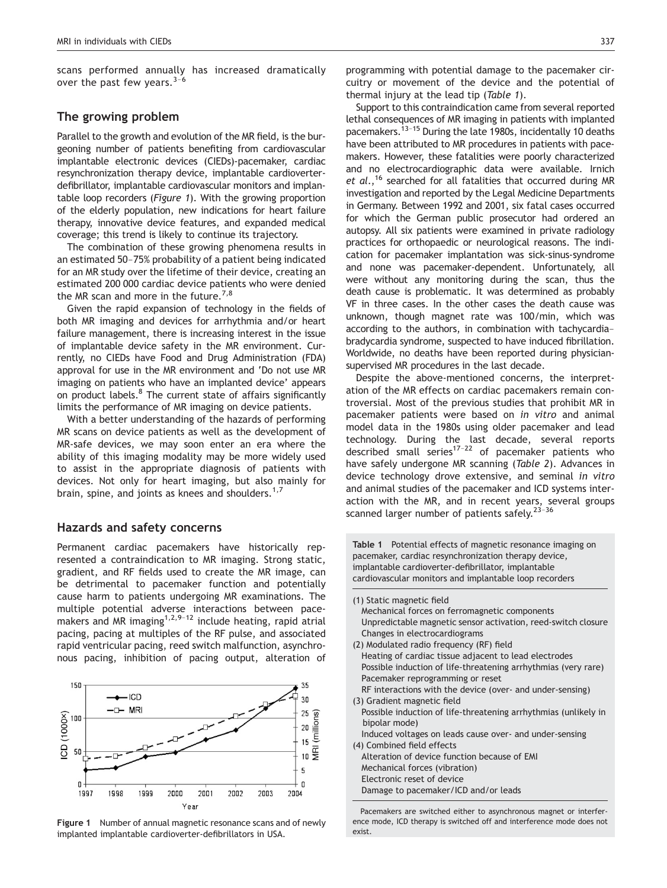scans performed annually has increased dramatically over the past few years.[3–6]

## The growing problem

Parallel to the growth and evolution of the MR field, is the burgeoning number of patients benefiting from cardiovascular implantable electronic devices (CIEDs)-pacemaker, cardiac resynchronization therapy device, implantable cardioverter-defibrillator, implantable cardiovascular monitors and implantable loop recorders (*Figure 1*). With the growing proportion of the elderly population, new indications for heart failure therapy, innovative device features, and expanded medical coverage; this trend is likely to continue its trajectory.

The combination of these growing phenomena results in an estimated 50–75% probability of a patient being indicated for an MR study over the lifetime of their device, creating an estimated 200 000 cardiac device patients who were denied the MR scan and more in the future.[7,8]

Given the rapid expansion of technology in the fields of both MR imaging and devices for arrhythmia and/or heart failure management, there is increasing interest in the issue of implantable device safety in the MR environment. Currently, no CIEDs have Food and Drug Administration (FDA) approval for use in the MR environment and 'Do not use MR imaging on patients who have an implanted device' appears on product labels.[8] The current state of affairs significantly limits the performance of MR imaging on device patients.

With a better understanding of the hazards of performing MR scans on device patients as well as the development of MR-safe devices, we may soon enter an era where the ability of this imaging modality may be more widely used to assist in the appropriate diagnosis of patients with devices. Not only for heart imaging, but also mainly for brain, spine, and joints as knees and shoulders.[1,7]

## Hazards and safety concerns

Permanent cardiac pacemakers have historically represented a contraindication to MR imaging. Strong static, gradient, and RF fields used to create the MR image, can be detrimental to pacemaker function and potentially cause harm to patients undergoing MR examinations. The multiple potential adverse interactions between pacemakers and MR imaging[1,2,9–12] include heating, rapid atrial pacing, pacing at multiples of the RF pulse, and associated rapid ventricular pacing, reed switch malfunction, asynchronous pacing, inhibition of pacing output, alteration of programming with potential damage to the pacemaker circuitry or movement of the device and the potential of thermal injury at the lead tip (*Table 1*).

**Figure 1** Number of annual magnetic resonance scans and of newly implanted implantable cardioverter-defibrillators in USA.

Support to this contraindication came from several reported lethal consequences of MR imaging in patients with implanted pacemakers.[13–15] During the late 1980s, incidentally 10 deaths have been attributed to MR procedures in patients with pacemakers. However, these fatalities were poorly characterized and no electrocardiographic data were available. Irnich *et al*.,[16] searched for all fatalities that occurred during MR investigation and reported by the Legal Medicine Departments in Germany. Between 1992 and 2001, six fatal cases occurred for which the German public prosecutor had ordered an autopsy. All six patients were examined in private radiology practices for orthopaedic or neurological reasons. The indication for pacemaker implantation was sick-sinus-syndrome and none was pacemaker-dependent. Unfortunately, all were without any monitoring during the scan, thus the death cause is problematic. It was determined as probably VF in three cases. In the other cases the death cause was unknown, though magnet rate was 100/min, which was according to the authors, in combination with tachycardia–bradycardia syndrome, suspected to have induced fibrillation. Worldwide, no deaths have been reported during physician-supervised MR procedures in the last decade.

Despite the above-mentioned concerns, the interpretation of the MR effects on cardiac pacemakers remain controversial. Most of the previous studies that prohibit MR in pacemaker patients were based on *in vitro* and animal model data in the 1980s using older pacemaker and lead technology. During the last decade, several reports described small series[17–22] of pacemaker patients who have safely undergone MR scanning (*Table 2*). Advances in device technology drove extensive, and seminal *in vitro* and animal studies of the pacemaker and ICD systems interaction with the MR, and in recent years, several groups scanned larger number of patients safely.[23–36]

**Table 1** Potential effects of magnetic resonance imaging on pacemaker, cardiac resynchronization therapy device, implantable cardioverter-defibrillator, implantable cardiovascular monitors and implantable loop recorders

(1) Static magnetic field
- Mechanical forces on ferromagnetic components
- Unpredictable magnetic sensor activation, reed-switch closure
- Changes in electrocardiograms

(2) Modulated radio frequency (RF) field
- Heating of cardiac tissue adjacent to lead electrodes
- Possible induction of life-threatening arrhythmias (very rare)
- Pacemaker reprogramming or reset
- RF interactions with the device (over- and under-sensing)

(3) Gradient magnetic field
- Possible induction of life-threatening arrhythmias (unlikely in bipolar mode)
- Induced voltages on leads cause over- and under-sensing

(4) Combined field effects
- Alteration of device function because of EMI
- Mechanical forces (vibration)
- Electronic reset of device
- Damage to pacemaker/ICD and/or leads

Pacemakers are switched either to asynchronous magnet or interference mode, ICD therapy is switched off and interference mode does not exist.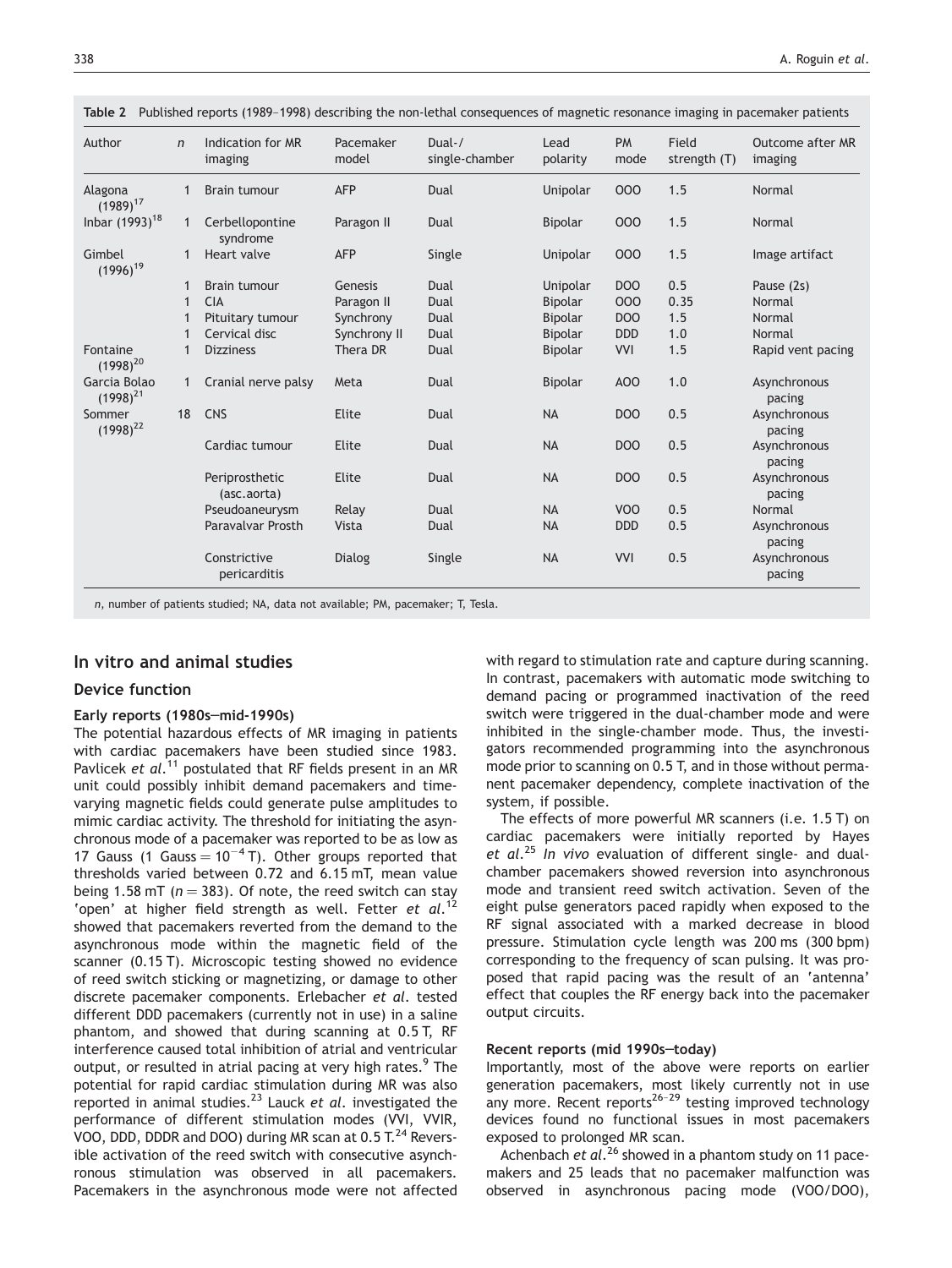**Table 2** Published reports (1989–1998) describing the non-lethal consequences of magnetic resonance imaging in pacemaker patients

| Author | *n* | Indication for MR imaging | Pacemaker model | Dual-/ single-chamber | Lead polarity | PM mode | Field strength (T) | Outcome after MR imaging |
|---|---|---|---|---|---|---|---|---|
| Alagona (1989)[17] | 1 | Brain tumour | AFP | Dual | Unipolar | OOO | 1.5 | Normal |
| Inbar (1993)[18] | 1 | Cerbellopontine syndrome | Paragon II | Dual | Bipolar | OOO | 1.5 | Normal |
| Gimbel (1996)[19] | 1 | Heart valve | AFP | Single | Unipolar | OOO | 1.5 | Image artifact |
| | 1 | Brain tumour | Genesis | Dual | Unipolar | DOO | 0.5 | Pause (2s) |
| | 1 | CIA | Paragon II | Dual | Bipolar | OOO | 0.35 | Normal |
| | 1 | Pituitary tumour | Synchrony | Dual | Bipolar | DOO | 1.5 | Normal |
| | 1 | Cervical disc | Synchrony II | Dual | Bipolar | DDD | 1.0 | Normal |
| Fontaine (1998)[20] | 1 | Dizziness | Thera DR | Dual | Bipolar | VVI | 1.5 | Rapid vent pacing |
| Garcia Bolao (1998)[21] | 1 | Cranial nerve palsy | Meta | Dual | Bipolar | AOO | 1.0 | Asynchronous pacing |
| Sommer (1998)[22] | 18 | CNS | Elite | Dual | NA | DOO | 0.5 | Asynchronous pacing |
| | | Cardiac tumour | Elite | Dual | NA | DOO | 0.5 | Asynchronous pacing |
| | | Periprosthetic (asc.aorta) | Elite | Dual | NA | DOO | 0.5 | Asynchronous pacing |
| | | Pseudoaneurysm | Relay | Dual | NA | VOO | 0.5 | Normal |
| | | Paravalvar Prosth | Vista | Dual | NA | DDD | 0.5 | Asynchronous pacing |
| | | Constrictive pericarditis | Dialog | Single | NA | VVI | 0.5 | Asynchronous pacing |

*n*, number of patients studied; NA, data not available; PM, pacemaker; T, Tesla.

## In vitro and animal studies

### Device function

#### Early reports (1980s—mid-1990s)

The potential hazardous effects of MR imaging in patients with cardiac pacemakers have been studied since 1983. Pavlicek *et al.*[11] postulated that RF fields present in an MR unit could possibly inhibit demand pacemakers and time-varying magnetic fields could generate pulse amplitudes to mimic cardiac activity. The threshold for initiating the asynchronous mode of a pacemaker was reported to be as low as 17 Gauss (1 Gauss $= 10^{-4}$ T). Other groups reported that thresholds varied between 0.72 and 6.15 mT, mean value being 1.58 mT ($n = 383$). Of note, the reed switch can stay 'open' at higher field strength as well. Fetter *et al.*[12] showed that pacemakers reverted from the demand to the asynchronous mode within the magnetic field of the scanner (0.15 T). Microscopic testing showed no evidence of reed switch sticking or magnetizing, or damage to other discrete pacemaker components. Erlebacher *et al.* tested different DDD pacemakers (currently not in use) in a saline phantom, and showed that during scanning at 0.5 T, RF interference caused total inhibition of atrial and ventricular output, or resulted in atrial pacing at very high rates.[9] The potential for rapid cardiac stimulation during MR was also reported in animal studies.[23] Lauck *et al.* investigated the performance of different stimulation modes (VVI, VVIR, VOO, DDD, DDDR and DOO) during MR scan at 0.5 T.[24] Reversible activation of the reed switch with consecutive asynchronous stimulation was observed in all pacemakers. Pacemakers in the asynchronous mode were not affected with regard to stimulation rate and capture during scanning. In contrast, pacemakers with automatic mode switching to demand pacing or programmed inactivation of the reed switch were triggered in the dual-chamber mode and were inhibited in the single-chamber mode. Thus, the investigators recommended programming into the asynchronous mode prior to scanning on 0.5 T, and in those without permanent pacemaker dependency, complete inactivation of the system, if possible.

The effects of more powerful MR scanners (i.e. 1.5 T) on cardiac pacemakers were initially reported by Hayes *et al.*[25] *In vivo* evaluation of different single- and dual-chamber pacemakers showed reversion into asynchronous mode and transient reed switch activation. Seven of the eight pulse generators paced rapidly when exposed to the RF signal associated with a marked decrease in blood pressure. Stimulation cycle length was 200 ms (300 bpm) corresponding to the frequency of scan pulsing. It was proposed that rapid pacing was the result of an 'antenna' effect that couples the RF energy back into the pacemaker output circuits.

#### Recent reports (mid 1990s—today)

Importantly, most of the above were reports on earlier generation pacemakers, most likely currently not in use any more. Recent reports[26–29] testing improved technology devices found no functional issues in most pacemakers exposed to prolonged MR scan.

Achenbach *et al.*[26] showed in a phantom study on 11 pacemakers and 25 leads that no pacemaker malfunction was observed in asynchronous pacing mode (VOO/DOO),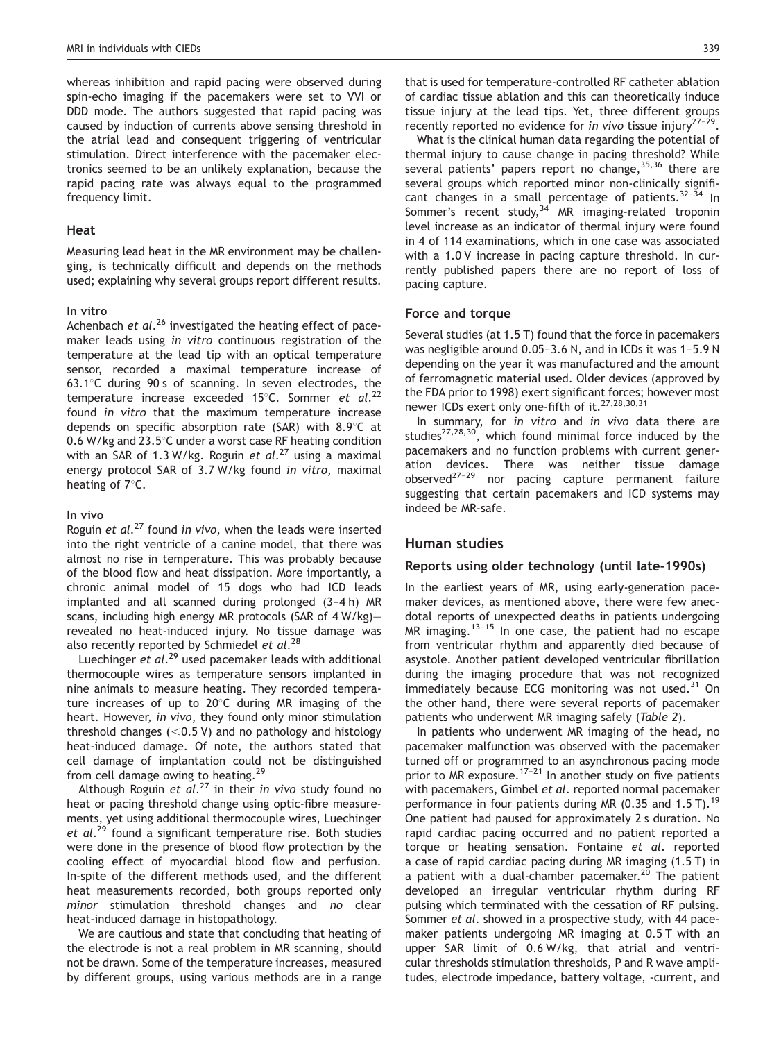whereas inhibition and rapid pacing were observed during spin-echo imaging if the pacemakers were set to VVI or DDD mode. The authors suggested that rapid pacing was caused by induction of currents above sensing threshold in the atrial lead and consequent triggering of ventricular stimulation. Direct interference with the pacemaker electronics seemed to be an unlikely explanation, because the rapid pacing rate was always equal to the programmed frequency limit.

## Heat

Measuring lead heat in the MR environment may be challenging, is technically difficult and depends on the methods used; explaining why several groups report different results.

### In vitro

Achenbach *et al.*[26] investigated the heating effect of pacemaker leads using *in vitro* continuous registration of the temperature at the lead tip with an optical temperature sensor, recorded a maximal temperature increase of 63.1°C during 90 s of scanning. In seven electrodes, the temperature increase exceeded 15°C. Sommer *et al.*[22] found *in vitro* that the maximum temperature increase depends on specific absorption rate (SAR) with 8.9°C at 0.6 W/kg and 23.5°C under a worst case RF heating condition with an SAR of 1.3 W/kg. Roguin *et al.*[27] using a maximal energy protocol SAR of 3.7 W/kg found *in vitro*, maximal heating of 7°C.

### In vivo

Roguin *et al.*[27] found *in vivo*, when the leads were inserted into the right ventricle of a canine model, that there was almost no rise in temperature. This was probably because of the blood flow and heat dissipation. More importantly, a chronic animal model of 15 dogs who had ICD leads implanted and all scanned during prolonged (3–4 h) MR scans, including high energy MR protocols (SAR of 4 W/kg)—revealed no heat-induced injury. No tissue damage was also recently reported by Schmiedel *et al.*[28]

Luechinger *et al.*[29] used pacemaker leads with additional thermocouple wires as temperature sensors implanted in nine animals to measure heating. They recorded temperature increases of up to 20°C during MR imaging of the heart. However, *in vivo*, they found only minor stimulation threshold changes (<0.5 V) and no pathology and histology heat-induced damage. Of note, the authors stated that cell damage of implantation could not be distinguished from cell damage owing to heating.[29]

Although Roguin *et al.*[27] in their *in vivo* study found no heat or pacing threshold change using optic-fibre measurements, yet using additional thermocouple wires, Luechinger *et al.*[29] found a significant temperature rise. Both studies were done in the presence of blood flow protection by the cooling effect of myocardial blood flow and perfusion. In-spite of the different methods used, and the different heat measurements recorded, both groups reported only *minor* stimulation threshold changes and *no* clear heat-induced damage in histopathology.

We are cautious and state that concluding that heating of the electrode is not a real problem in MR scanning, should not be drawn. Some of the temperature increases, measured by different groups, using various methods are in a range that is used for temperature-controlled RF catheter ablation of cardiac tissue ablation and this can theoretically induce tissue injury at the lead tips. Yet, three different groups recently reported no evidence for *in vivo* tissue injury[27–29].

What is the clinical human data regarding the potential of thermal injury to cause change in pacing threshold? While several patients' papers report no change,[35,36] there are several groups which reported minor non-clinically significant changes in a small percentage of patients.[32–34] In Sommer's recent study,[34] MR imaging-related troponin level increase as an indicator of thermal injury were found in 4 of 114 examinations, which in one case was associated with a 1.0 V increase in pacing capture threshold. In currently published papers there are no report of loss of pacing capture.

## Force and torque

Several studies (at 1.5 T) found that the force in pacemakers was negligible around 0.05–3.6 N, and in ICDs it was 1–5.9 N depending on the year it was manufactured and the amount of ferromagnetic material used. Older devices (approved by the FDA prior to 1998) exert significant forces; however most newer ICDs exert only one-fifth of it.[27,28,30,31]

In summary, for *in vitro* and *in vivo* data there are studies[27,28,30], which found minimal force induced by the pacemakers and no function problems with current generation devices. There was neither tissue damage observed[27–29] nor pacing capture permanent failure suggesting that certain pacemakers and ICD systems may indeed be MR-safe.

# Human studies

## Reports using older technology (until late-1990s)

In the earliest years of MR, using early-generation pacemaker devices, as mentioned above, there were few anecdotal reports of unexpected deaths in patients undergoing MR imaging.[13–15] In one case, the patient had no escape from ventricular rhythm and apparently died because of asystole. Another patient developed ventricular fibrillation during the imaging procedure that was not recognized immediately because ECG monitoring was not used.[31] On the other hand, there were several reports of pacemaker patients who underwent MR imaging safely (*Table 2*).

In patients who underwent MR imaging of the head, no pacemaker malfunction was observed with the pacemaker turned off or programmed to an asynchronous pacing mode prior to MR exposure.[17–21] In another study on five patients with pacemakers, Gimbel *et al.* reported normal pacemaker performance in four patients during MR (0.35 and 1.5 T).[19] One patient had paused for approximately 2 s duration. No rapid cardiac pacing occurred and no patient reported a torque or heating sensation. Fontaine *et al.* reported a case of rapid cardiac pacing during MR imaging (1.5 T) in a patient with a dual-chamber pacemaker.[20] The patient developed an irregular ventricular rhythm during RF pulsing which terminated with the cessation of RF pulsing. Sommer *et al.* showed in a prospective study, with 44 pacemaker patients undergoing MR imaging at 0.5 T with an upper SAR limit of 0.6 W/kg, that atrial and ventricular thresholds stimulation thresholds, P and R wave amplitudes, electrode impedance, battery voltage, -current, and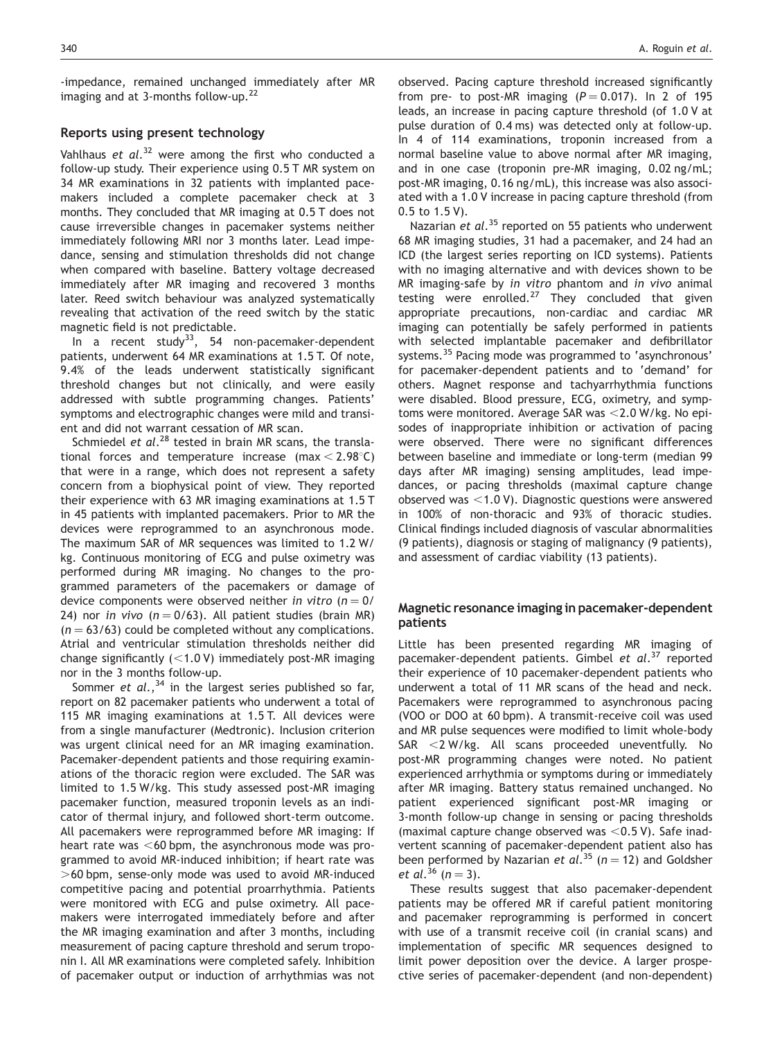-impedance, remained unchanged immediately after MR imaging and at 3-months follow-up.[22]

### Reports using present technology

Vahlhaus *et al.*[32] were among the first who conducted a follow-up study. Their experience using 0.5 T MR system on 34 MR examinations in 32 patients with implanted pacemakers included a complete pacemaker check at 3 months. They concluded that MR imaging at 0.5 T does not cause irreversible changes in pacemaker systems neither immediately following MRI nor 3 months later. Lead impedance, sensing and stimulation thresholds did not change when compared with baseline. Battery voltage decreased immediately after MR imaging and recovered 3 months later. Reed switch behaviour was analyzed systematically revealing that activation of the reed switch by the static magnetic field is not predictable.

In a recent study[33], 54 non-pacemaker-dependent patients, underwent 64 MR examinations at 1.5 T. Of note, 9.4% of the leads underwent statistically significant threshold changes but not clinically, and were easily addressed with subtle programming changes. Patients' symptoms and electrographic changes were mild and transient and did not warrant cessation of MR scan.

Schmiedel *et al.*[28] tested in brain MR scans, the translational forces and temperature increase (max $< 2.98^{\circ}$C) that were in a range, which does not represent a safety concern from a biophysical point of view. They reported their experience with 63 MR imaging examinations at 1.5 T in 45 patients with implanted pacemakers. Prior to MR the devices were reprogrammed to an asynchronous mode. The maximum SAR of MR sequences was limited to 1.2 W/kg. Continuous monitoring of ECG and pulse oximetry was performed during MR imaging. No changes to the programmed parameters of the pacemakers or damage of device components were observed neither *in vitro* ($n = 0/24$) nor *in vivo* ($n = 0/63$). All patient studies (brain MR) ($n = 63/63$) could be completed without any complications. Atrial and ventricular stimulation thresholds neither did change significantly ($<1.0$ V) immediately post-MR imaging nor in the 3 months follow-up.

Sommer *et al.*,[34] in the largest series published so far, report on 82 pacemaker patients who underwent a total of 115 MR imaging examinations at 1.5 T. All devices were from a single manufacturer (Medtronic). Inclusion criterion was urgent clinical need for an MR imaging examination. Pacemaker-dependent patients and those requiring examinations of the thoracic region were excluded. The SAR was limited to 1.5 W/kg. This study assessed post-MR imaging pacemaker function, measured troponin levels as an indicator of thermal injury, and followed short-term outcome. All pacemakers were reprogrammed before MR imaging: If heart rate was $<60$ bpm, the asynchronous mode was programmed to avoid MR-induced inhibition; if heart rate was $>60$ bpm, sense-only mode was used to avoid MR-induced competitive pacing and potential proarrhythmia. Patients were monitored with ECG and pulse oximetry. All pacemakers were interrogated immediately before and after the MR imaging examination and after 3 months, including measurement of pacing capture threshold and serum troponin I. All MR examinations were completed safely. Inhibition of pacemaker output or induction of arrhythmias was not observed. Pacing capture threshold increased significantly from pre- to post-MR imaging ($P = 0.017$). In 2 of 195 leads, an increase in pacing capture threshold (of 1.0 V at pulse duration of 0.4 ms) was detected only at follow-up. In 4 of 114 examinations, troponin increased from a normal baseline value to above normal after MR imaging, and in one case (troponin pre-MR imaging, 0.02 ng/mL; post-MR imaging, 0.16 ng/mL), this increase was also associated with a 1.0 V increase in pacing capture threshold (from 0.5 to 1.5 V).

Nazarian *et al.*[35] reported on 55 patients who underwent 68 MR imaging studies, 31 had a pacemaker, and 24 had an ICD (the largest series reporting on ICD systems). Patients with no imaging alternative and with devices shown to be MR imaging-safe by *in vitro* phantom and *in vivo* animal testing were enrolled.[27] They concluded that given appropriate precautions, non-cardiac and cardiac MR imaging can potentially be safely performed in patients with selected implantable pacemaker and defibrillator systems.[35] Pacing mode was programmed to 'asynchronous' for pacemaker-dependent patients and to 'demand' for others. Magnet response and tachyarrhythmia functions were disabled. Blood pressure, ECG, oximetry, and symptoms were monitored. Average SAR was $<2.0$ W/kg. No episodes of inappropriate inhibition or activation of pacing were observed. There were no significant differences between baseline and immediate or long-term (median 99 days after MR imaging) sensing amplitudes, lead impedances, or pacing thresholds (maximal capture change observed was $<1.0$ V). Diagnostic questions were answered in 100% of non-thoracic and 93% of thoracic studies. Clinical findings included diagnosis of vascular abnormalities (9 patients), diagnosis or staging of malignancy (9 patients), and assessment of cardiac viability (13 patients).

## Magnetic resonance imaging in pacemaker-dependent patients

Little has been presented regarding MR imaging of pacemaker-dependent patients. Gimbel *et al.*[37] reported their experience of 10 pacemaker-dependent patients who underwent a total of 11 MR scans of the head and neck. Pacemakers were reprogrammed to asynchronous pacing (VOO or DOO at 60 bpm). A transmit-receive coil was used and MR pulse sequences were modified to limit whole-body SAR $<2$ W/kg. All scans proceeded uneventfully. No post-MR programming changes were noted. No patient experienced arrhythmia or symptoms during or immediately after MR imaging. Battery status remained unchanged. No patient experienced significant post-MR imaging or 3-month follow-up change in sensing or pacing thresholds (maximal capture change observed was $<0.5$ V). Safe inadvertent scanning of pacemaker-dependent patient also has been performed by Nazarian *et al.*[35] ($n = 12$) and Goldsher *et al.*[36] ($n = 3$).

These results suggest that also pacemaker-dependent patients may be offered MR if careful patient monitoring and pacemaker reprogramming is performed in concert with use of a transmit receive coil (in cranial scans) and implementation of specific MR sequences designed to limit power deposition over the device. A larger prospective series of pacemaker-dependent (and non-dependent)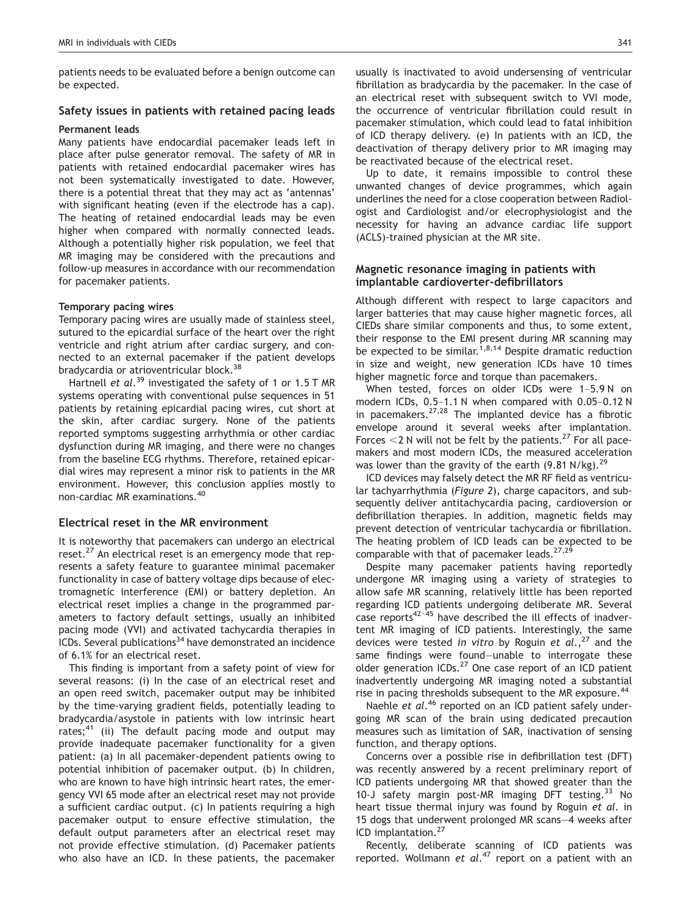patients needs to be evaluated before a benign outcome can be expected.

## Safety issues in patients with retained pacing leads

### Permanent leads

Many patients have endocardial pacemaker leads left in place after pulse generator removal. The safety of MR in patients with retained endocardial pacemaker wires has not been systematically investigated to date. However, there is a potential threat that they may act as 'antennas' with significant heating (even if the electrode has a cap). The heating of retained endocardial leads may be even higher when compared with normally connected leads. Although a potentially higher risk population, we feel that MR imaging may be considered with the precautions and follow-up measures in accordance with our recommendation for pacemaker patients.

### Temporary pacing wires

Temporary pacing wires are usually made of stainless steel, sutured to the epicardial surface of the heart over the right ventricle and right atrium after cardiac surgery, and connected to an external pacemaker if the patient develops bradycardia or atrioventricular block.[38]

Hartnell *et al*.[39] investigated the safety of 1 or 1.5 T MR systems operating with conventional pulse sequences in 51 patients by retaining epicardial pacing wires, cut short at the skin, after cardiac surgery. None of the patients reported symptoms suggesting arrhythmia or other cardiac dysfunction during MR imaging, and there were no changes from the baseline ECG rhythms. Therefore, retained epicardial wires may represent a minor risk to patients in the MR environment. However, this conclusion applies mostly to non-cardiac MR examinations.[40]

## Electrical reset in the MR environment

It is noteworthy that pacemakers can undergo an electrical reset.[27] An electrical reset is an emergency mode that represents a safety feature to guarantee minimal pacemaker functionality in case of battery voltage dips because of electromagnetic interference (EMI) or battery depletion. An electrical reset implies a change in the programmed parameters to factory default settings, usually an inhibited pacing mode (VVI) and activated tachycardia therapies in ICDs. Several publications[34] have demonstrated an incidence of 6.1% for an electrical reset.

This finding is important from a safety point of view for several reasons: (i) In the case of an electrical reset and an open reed switch, pacemaker output may be inhibited by the time-varying gradient fields, potentially leading to bradycardia/asystole in patients with low intrinsic heart rates;[41] (ii) The default pacing mode and output may provide inadequate pacemaker functionality for a given patient: (a) In all pacemaker-dependent patients owing to potential inhibition of pacemaker output. (b) In children, who are known to have high intrinsic heart rates, the emergency VVI 65 mode after an electrical reset may not provide a sufficient cardiac output. (c) In patients requiring a high pacemaker output to ensure effective stimulation, the default output parameters after an electrical reset may not provide effective stimulation. (d) Pacemaker patients who also have an ICD. In these patients, the pacemaker usually is inactivated to avoid undersensing of ventricular fibrillation as bradycardia by the pacemaker. In the case of an electrical reset with subsequent switch to VVI mode, the occurrence of ventricular fibrillation could result in pacemaker stimulation, which could lead to fatal inhibition of ICD therapy delivery. (e) In patients with an ICD, the deactivation of therapy delivery prior to MR imaging may be reactivated because of the electrical reset.

Up to date, it remains impossible to control these unwanted changes of device programmes, which again underlines the need for a close cooperation between Radiologist and Cardiologist and/or elecrophysiologist and the necessity for having an advance cardiac life support (ACLS)-trained physician at the MR site.

## Magnetic resonance imaging in patients with implantable cardioverter-defibrillators

Although different with respect to large capacitors and larger batteries that may cause higher magnetic forces, all CIEDs share similar components and thus, to some extent, their response to the EMI present during MR scanning may be expected to be similar.[1,8,14] Despite dramatic reduction in size and weight, new generation ICDs have 10 times higher magnetic force and torque than pacemakers.

When tested, forces on older ICDs were 1–5.9 N on modern ICDs, 0.5–1.1 N when compared with 0.05–0.12 N in pacemakers.[27,28] The implanted device has a fibrotic envelope around it several weeks after implantation. Forces $<2$ N will not be felt by the patients.[27] For all pacemakers and most modern ICDs, the measured acceleration was lower than the gravity of the earth (9.81 N/kg).[29]

ICD devices may falsely detect the MR RF field as ventricular tachyarrhythmia (*Figure 2*), charge capacitors, and subsequently deliver antitachycardia pacing, cardioversion or defibrillation therapies. In addition, magnetic fields may prevent detection of ventricular tachycardia or fibrillation. The heating problem of ICD leads can be expected to be comparable with that of pacemaker leads.[27,29]

Despite many pacemaker patients having reportedly undergone MR imaging using a variety of strategies to allow safe MR scanning, relatively little has been reported regarding ICD patients undergoing deliberate MR. Several case reports[42–45] have described the ill effects of inadvertent MR imaging of ICD patients. Interestingly, the same devices were tested *in vitro* by Roguin *et al.*,[27] and the same findings were found—unable to interrogate these older generation ICDs.[27] One case report of an ICD patient inadvertently undergoing MR imaging noted a substantial rise in pacing thresholds subsequent to the MR exposure.[44]

Naehle *et al*.[46] reported on an ICD patient safely undergoing MR scan of the brain using dedicated precaution measures such as limitation of SAR, inactivation of sensing function, and therapy options.

Concerns over a possible rise in defibrillation test (DFT) was recently answered by a recent preliminary report of ICD patients undergoing MR that showed greater than the 10-J safety margin post-MR imaging DFT testing.[33] No heart tissue thermal injury was found by Roguin *et al.* in 15 dogs that underwent prolonged MR scans—4 weeks after ICD implantation.[27]

Recently, deliberate scanning of ICD patients was reported. Wollmann *et al.*[47] report on a patient with an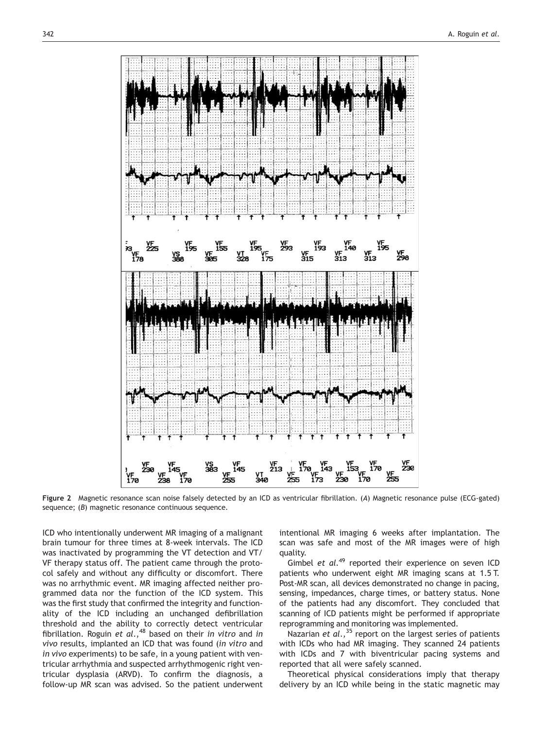**Figure 2** Magnetic resonance scan noise falsely detected by an ICD as ventricular fibrillation. (*A*) Magnetic resonance pulse (ECG-gated) sequence; (*B*) magnetic resonance continuous sequence.

ICD who intentionally underwent MR imaging of a malignant brain tumour for three times at 8-week intervals. The ICD was inactivated by programming the VT detection and VT/VF therapy status off. The patient came through the protocol safely and without any difficulty or discomfort. There was no arrhythmic event. MR imaging affected neither programmed data nor the function of the ICD system. This was the first study that confirmed the integrity and functionality of the ICD including an unchanged defibrillation threshold and the ability to correctly detect ventricular fibrillation. Roguin *et al.*,[48] based on their *in vitro* and *in vivo* results, implanted an ICD that was found (*in vitro* and *in vivo* experiments) to be safe, in a young patient with ventricular arrhythmia and suspected arrhythmogenic right ventricular dysplasia (ARVD). To confirm the diagnosis, a follow-up MR scan was advised. So the patient underwent intentional MR imaging 6 weeks after implantation. The scan was safe and most of the MR images were of high quality.

Gimbel *et al.*[49] reported their experience on seven ICD patients who underwent eight MR imaging scans at 1.5 T. Post-MR scan, all devices demonstrated no change in pacing, sensing, impedances, charge times, or battery status. None of the patients had any discomfort. They concluded that scanning of ICD patients might be performed if appropriate reprogramming and monitoring was implemented.

Nazarian *et al.*,[35] report on the largest series of patients with ICDs who had MR imaging. They scanned 24 patients with ICDs and 7 with biventricular pacing systems and reported that all were safely scanned.

Theoretical physical considerations imply that therapy delivery by an ICD while being in the static magnetic may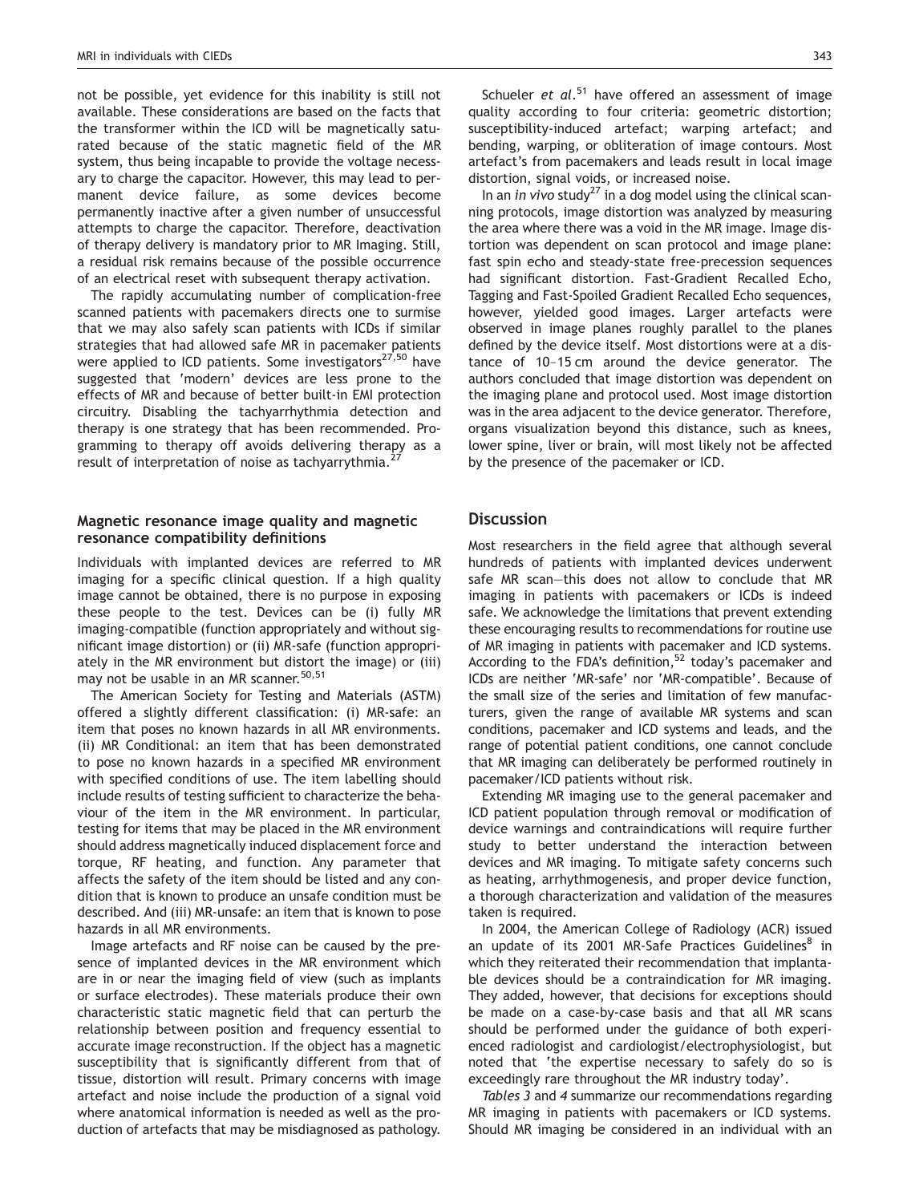not be possible, yet evidence for this inability is still not available. These considerations are based on the facts that the transformer within the ICD will be magnetically saturated because of the static magnetic field of the MR system, thus being incapable to provide the voltage necessary to charge the capacitor. However, this may lead to permanent device failure, as some devices become permanently inactive after a given number of unsuccessful attempts to charge the capacitor. Therefore, deactivation of therapy delivery is mandatory prior to MR Imaging. Still, a residual risk remains because of the possible occurrence of an electrical reset with subsequent therapy activation.

The rapidly accumulating number of complication-free scanned patients with pacemakers directs one to surmise that we may also safely scan patients with ICDs if similar strategies that had allowed safe MR in pacemaker patients were applied to ICD patients. Some investigators[27,50] have suggested that 'modern' devices are less prone to the effects of MR and because of better built-in EMI protection circuitry. Disabling the tachyarrhythmia detection and therapy is one strategy that has been recommended. Programming to therapy off avoids delivering therapy as a result of interpretation of noise as tachyarrythmia.[27]

### Magnetic resonance image quality and magnetic resonance compatibility definitions

Individuals with implanted devices are referred to MR imaging for a specific clinical question. If a high quality image cannot be obtained, there is no purpose in exposing these people to the test. Devices can be (i) fully MR imaging-compatible (function appropriately and without significant image distortion) or (ii) MR-safe (function appropriately in the MR environment but distort the image) or (iii) may not be usable in an MR scanner.[50,51]

The American Society for Testing and Materials (ASTM) offered a slightly different classification: (i) MR-safe: an item that poses no known hazards in all MR environments. (ii) MR Conditional: an item that has been demonstrated to pose no known hazards in a specified MR environment with specified conditions of use. The item labelling should include results of testing sufficient to characterize the behaviour of the item in the MR environment. In particular, testing for items that may be placed in the MR environment should address magnetically induced displacement force and torque, RF heating, and function. Any parameter that affects the safety of the item should be listed and any condition that is known to produce an unsafe condition must be described. And (iii) MR-unsafe: an item that is known to pose hazards in all MR environments.

Image artefacts and RF noise can be caused by the presence of implanted devices in the MR environment which are in or near the imaging field of view (such as implants or surface electrodes). These materials produce their own characteristic static magnetic field that can perturb the relationship between position and frequency essential to accurate image reconstruction. If the object has a magnetic susceptibility that is significantly different from that of tissue, distortion will result. Primary concerns with image artefact and noise include the production of a signal void where anatomical information is needed as well as the production of artefacts that may be misdiagnosed as pathology.

Schueler *et al.*[51] have offered an assessment of image quality according to four criteria: geometric distortion; susceptibility-induced artefact; warping artefact; and bending, warping, or obliteration of image contours. Most artefact's from pacemakers and leads result in local image distortion, signal voids, or increased noise.

In an *in vivo* study[27] in a dog model using the clinical scanning protocols, image distortion was analyzed by measuring the area where there was a void in the MR image. Image distortion was dependent on scan protocol and image plane: fast spin echo and steady-state free-precession sequences had significant distortion. Fast-Gradient Recalled Echo, Tagging and Fast-Spoiled Gradient Recalled Echo sequences, however, yielded good images. Larger artefacts were observed in image planes roughly parallel to the planes defined by the device itself. Most distortions were at a distance of 10–15 cm around the device generator. The authors concluded that image distortion was dependent on the imaging plane and protocol used. Most image distortion was in the area adjacent to the device generator. Therefore, organs visualization beyond this distance, such as knees, lower spine, liver or brain, will most likely not be affected by the presence of the pacemaker or ICD.

## Discussion

Most researchers in the field agree that although several hundreds of patients with implanted devices underwent safe MR scan—this does not allow to conclude that MR imaging in patients with pacemakers or ICDs is indeed safe. We acknowledge the limitations that prevent extending these encouraging results to recommendations for routine use of MR imaging in patients with pacemaker and ICD systems. According to the FDA's definition,[52] today's pacemaker and ICDs are neither 'MR-safe' nor 'MR-compatible'. Because of the small size of the series and limitation of few manufacturers, given the range of available MR systems and scan conditions, pacemaker and ICD systems and leads, and the range of potential patient conditions, one cannot conclude that MR imaging can deliberately be performed routinely in pacemaker/ICD patients without risk.

Extending MR imaging use to the general pacemaker and ICD patient population through removal or modification of device warnings and contraindications will require further study to better understand the interaction between devices and MR imaging. To mitigate safety concerns such as heating, arrhythmogenesis, and proper device function, a thorough characterization and validation of the measures taken is required.

In 2004, the American College of Radiology (ACR) issued an update of its 2001 MR-Safe Practices Guidelines[8] in which they reiterated their recommendation that implantable devices should be a contraindication for MR imaging. They added, however, that decisions for exceptions should be made on a case-by-case basis and that all MR scans should be performed under the guidance of both experienced radiologist and cardiologist/electrophysiologist, but noted that 'the expertise necessary to safely do so is exceedingly rare throughout the MR industry today'.

*Tables 3* and *4* summarize our recommendations regarding MR imaging in patients with pacemakers or ICD systems. Should MR imaging be considered in an individual with an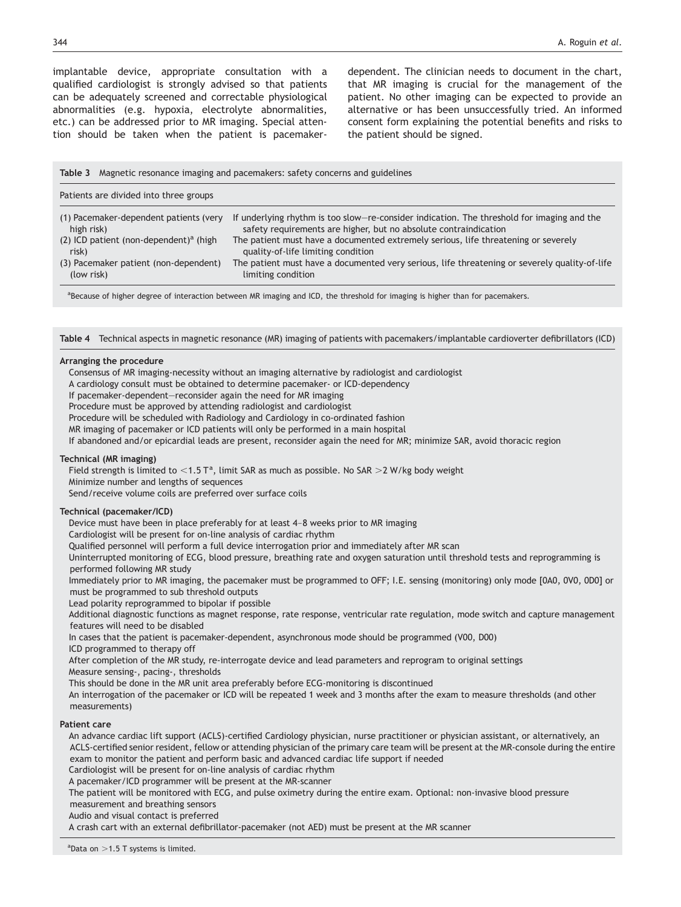implantable device, appropriate consultation with a qualified cardiologist is strongly advised so that patients can be adequately screened and correctable physiological abnormalities (e.g. hypoxia, electrolyte abnormalities, etc.) can be addressed prior to MR imaging. Special attention should be taken when the patient is pacemaker-dependent. The clinician needs to document in the chart, that MR imaging is crucial for the management of the patient. No other imaging can be expected to provide an alternative or has been unsuccessfully tried. An informed consent form explaining the potential benefits and risks to the patient should be signed.

**Table 3** Magnetic resonance imaging and pacemakers: safety concerns and guidelines

| Patients are divided into three groups | |
|---|---|
| (1) Pacemaker-dependent patients (very high risk) | If underlying rhythm is too slow—re-consider indication. The threshold for imaging and the safety requirements are higher, but no absolute contraindication |
| (2) ICD patient (non-dependent)[a] (high risk) | The patient must have a documented extremely serious, life threatening or severely quality-of-life limiting condition |
| (3) Pacemaker patient (non-dependent) (low risk) | The patient must have a documented very serious, life threatening or severely quality-of-life limiting condition |

[a]Because of higher degree of interaction between MR imaging and ICD, the threshold for imaging is higher than for pacemakers.

**Table 4** Technical aspects in magnetic resonance (MR) imaging of patients with pacemakers/implantable cardioverter defibrillators (ICD)

**Arranging the procedure**

- Consensus of MR imaging-necessity without an imaging alternative by radiologist and cardiologist
- A cardiology consult must be obtained to determine pacemaker- or ICD-dependency
- If pacemaker-dependent—reconsider again the need for MR imaging
- Procedure must be approved by attending radiologist and cardiologist
- Procedure will be scheduled with Radiology and Cardiology in co-ordinated fashion
- MR imaging of pacemaker or ICD patients will only be performed in a main hospital
- If abandoned and/or epicardial leads are present, reconsider again the need for MR; minimize SAR, avoid thoracic region

**Technical (MR imaging)**

- Field strength is limited to <1.5 T[a], limit SAR as much as possible. No SAR >2 W/kg body weight
- Minimize number and lengths of sequences
- Send/receive volume coils are preferred over surface coils

**Technical (pacemaker/ICD)**

- Device must have been in place preferably for at least 4–8 weeks prior to MR imaging
- Cardiologist will be present for on-line analysis of cardiac rhythm
- Qualified personnel will perform a full device interrogation prior and immediately after MR scan
- Uninterrupted monitoring of ECG, blood pressure, breathing rate and oxygen saturation until threshold tests and reprogramming is performed following MR study
- Immediately prior to MR imaging, the pacemaker must be programmed to OFF; I.E. sensing (monitoring) only mode [0A0, 0V0, 0D0] or must be programmed to sub threshold outputs
- Lead polarity reprogrammed to bipolar if possible
- Additional diagnostic functions as magnet response, rate response, ventricular rate regulation, mode switch and capture management features will need to be disabled
- In cases that the patient is pacemaker-dependent, asynchronous mode should be programmed (V00, D00)
- ICD programmed to therapy off
- After completion of the MR study, re-interrogate device and lead parameters and reprogram to original settings
- Measure sensing-, pacing-, thresholds
- This should be done in the MR unit area preferably before ECG-monitoring is discontinued
- An interrogation of the pacemaker or ICD will be repeated 1 week and 3 months after the exam to measure thresholds (and other measurements)

**Patient care**

- An advance cardiac lift support (ACLS)-certified Cardiology physician, nurse practitioner or physician assistant, or alternatively, an ACLS-certified senior resident, fellow or attending physician of the primary care team will be present at the MR-console during the entire exam to monitor the patient and perform basic and advanced cardiac life support if needed
- Cardiologist will be present for on-line analysis of cardiac rhythm
- A pacemaker/ICD programmer will be present at the MR-scanner
- The patient will be monitored with ECG, and pulse oximetry during the entire exam. Optional: non-invasive blood pressure measurement and breathing sensors
- Audio and visual contact is preferred
- A crash cart with an external defibrillator-pacemaker (not AED) must be present at the MR scanner

[a]Data on >1.5 T systems is limited.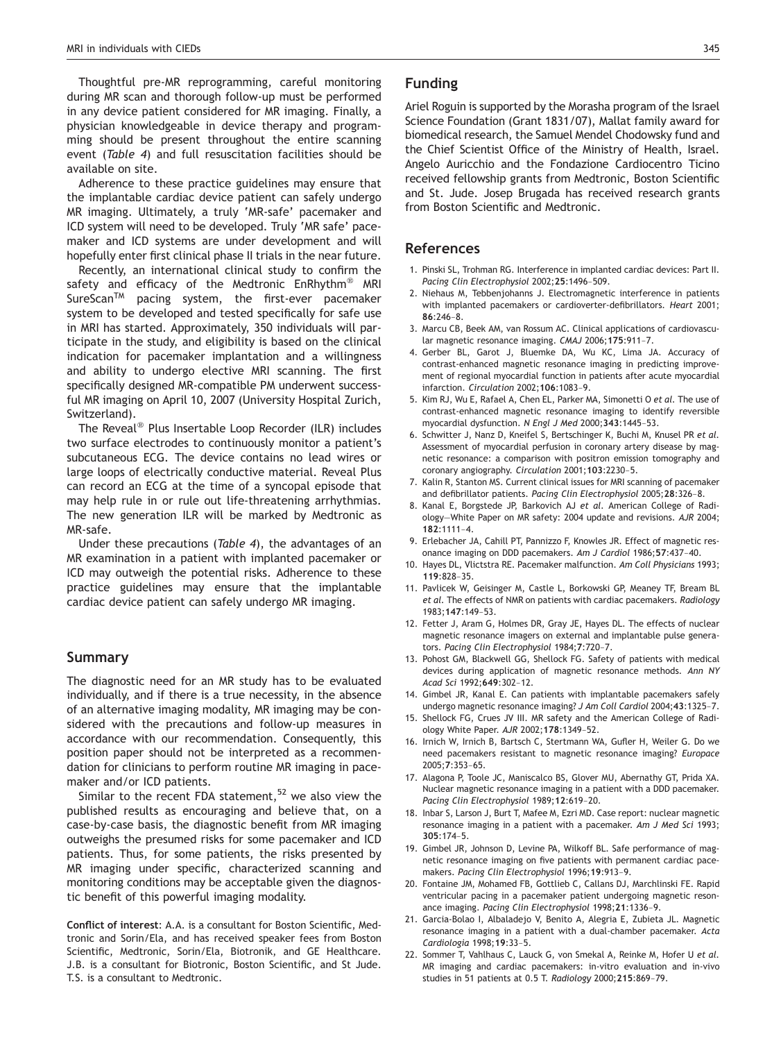Thoughtful pre-MR reprogramming, careful monitoring during MR scan and thorough follow-up must be performed in any device patient considered for MR imaging. Finally, a physician knowledgeable in device therapy and programming should be present throughout the entire scanning event (*Table 4*) and full resuscitation facilities should be available on site.

Adherence to these practice guidelines may ensure that the implantable cardiac device patient can safely undergo MR imaging. Ultimately, a truly 'MR-safe' pacemaker and ICD system will need to be developed. Truly 'MR safe' pacemaker and ICD systems are under development and will hopefully enter first clinical phase II trials in the near future.

Recently, an international clinical study to confirm the safety and efficacy of the Medtronic EnRhythm® MRI SureScan™ pacing system, the first-ever pacemaker system to be developed and tested specifically for safe use in MRI has started. Approximately, 350 individuals will participate in the study, and eligibility is based on the clinical indication for pacemaker implantation and a willingness and ability to undergo elective MRI scanning. The first specifically designed MR-compatible PM underwent successful MR imaging on April 10, 2007 (University Hospital Zurich, Switzerland).

The Reveal® Plus Insertable Loop Recorder (ILR) includes two surface electrodes to continuously monitor a patient's subcutaneous ECG. The device contains no lead wires or large loops of electrically conductive material. Reveal Plus can record an ECG at the time of a syncopal episode that may help rule in or rule out life-threatening arrhythmias. The new generation ILR will be marked by Medtronic as MR-safe.

Under these precautions (*Table 4*), the advantages of an MR examination in a patient with implanted pacemaker or ICD may outweigh the potential risks. Adherence to these practice guidelines may ensure that the implantable cardiac device patient can safely undergo MR imaging.

## Summary

The diagnostic need for an MR study has to be evaluated individually, and if there is a true necessity, in the absence of an alternative imaging modality, MR imaging may be considered with the precautions and follow-up measures in accordance with our recommendation. Consequently, this position paper should not be interpreted as a recommendation for clinicians to perform routine MR imaging in pacemaker and/or ICD patients.

Similar to the recent FDA statement,[52] we also view the published results as encouraging and believe that, on a case-by-case basis, the diagnostic benefit from MR imaging outweighs the presumed risks for some pacemaker and ICD patients. Thus, for some patients, the risks presented by MR imaging under specific, characterized scanning and monitoring conditions may be acceptable given the diagnostic benefit of this powerful imaging modality.

**Conflict of interest**: A.A. is a consultant for Boston Scientific, Medtronic and Sorin/Ela, and has received speaker fees from Boston Scientific, Medtronic, Sorin/Ela, Biotronik, and GE Healthcare. J.B. is a consultant for Biotronik, Boston Scientific, and St Jude. T.S. is a consultant to Medtronic.

## Funding

Ariel Roguin is supported by the Morasha program of the Israel Science Foundation (Grant 1831/07), Mallat family award for biomedical research, the Samuel Mendel Chodowsky fund and the Chief Scientist Office of the Ministry of Health, Israel. Angelo Auricchio and the Fondazione Cardiocentro Ticino received fellowship grants from Medtronic, Boston Scientific and St. Jude. Josep Brugada has received research grants from Boston Scientific and Medtronic.

## References

1. Pinski SL, Trohman RG. Interference in implanted cardiac devices: Part II. *Pacing Clin Electrophysiol* 2002;**25**:1496–509.
2. Niehaus M, Tebbenjohanns J. Electromagnetic interference in patients with implanted pacemakers or cardioverter-defibrillators. *Heart* 2001; **86**:246–8.
3. Marcu CB, Beek AM, van Rossum AC. Clinical applications of cardiovascular magnetic resonance imaging. *CMAJ* 2006;**175**:911–7.
4. Gerber BL, Garot J, Bluemke DA, Wu KC, Lima JA. Accuracy of contrast-enhanced magnetic resonance imaging in predicting improvement of regional myocardial function in patients after acute myocardial infarction. *Circulation* 2002;**106**:1083–9.
5. Kim RJ, Wu E, Rafael A, Chen EL, Parker MA, Simonetti O *et al*. The use of contrast-enhanced magnetic resonance imaging to identify reversible myocardial dysfunction. *N Engl J Med* 2000;**343**:1445–53.
6. Schwitter J, Nanz D, Kneifel S, Bertschinger K, Buchi M, Knusel PR *et al*. Assessment of myocardial perfusion in coronary artery disease by magnetic resonance: a comparison with positron emission tomography and coronary angiography. *Circulation* 2001;**103**:2230–5.
7. Kalin R, Stanton MS. Current clinical issues for MRI scanning of pacemaker and defibrillator patients. *Pacing Clin Electrophysiol* 2005;**28**:326–8.
8. Kanal E, Borgstede JP, Barkovich AJ *et al*. American College of Radiology—White Paper on MR safety: 2004 update and revisions. *AJR* 2004; **182**:1111–4.
9. Erlebacher JA, Cahill PT, Pannizzo F, Knowles JR. Effect of magnetic resonance imaging on DDD pacemakers. *Am J Cardiol* 1986;**57**:437–40.
10. Hayes DL, Vlictstra RE. Pacemaker malfunction. *Am Coll Physicians* 1993; **119**:828–35.
11. Pavlicek W, Geisinger M, Castle L, Borkowski GP, Meaney TF, Bream BL *et al*. The effects of NMR on patients with cardiac pacemakers. *Radiology* 1983;**147**:149–53.
12. Fetter J, Aram G, Holmes DR, Gray JE, Hayes DL. The effects of nuclear magnetic resonance imagers on external and implantable pulse generators. *Pacing Clin Electrophysiol* 1984;**7**:720–7.
13. Pohost GM, Blackwell GG, Shellock FG. Safety of patients with medical devices during application of magnetic resonance methods. *Ann NY Acad Sci* 1992;**649**:302–12.
14. Gimbel JR, Kanal E. Can patients with implantable pacemakers safely undergo magnetic resonance imaging? *J Am Coll Cardiol* 2004;**43**:1325–7.
15. Shellock FG, Crues JV III. MR safety and the American College of Radiology White Paper. *AJR* 2002;**178**:1349–52.
16. Irnich W, Irnich B, Bartsch C, Stertmann WA, Gufler H, Weiler G. Do we need pacemakers resistant to magnetic resonance imaging? *Europace* 2005;**7**:353–65.
17. Alagona P, Toole JC, Maniscalco BS, Glover MU, Abernathy GT, Prida XA. Nuclear magnetic resonance imaging in a patient with a DDD pacemaker. *Pacing Clin Electrophysiol* 1989;**12**:619–20.
18. Inbar S, Larson J, Burt T, Mafee M, Ezri MD. Case report: nuclear magnetic resonance imaging in a patient with a pacemaker. *Am J Med Sci* 1993; **305**:174–5.
19. Gimbel JR, Johnson D, Levine PA, Wilkoff BL. Safe performance of magnetic resonance imaging on five patients with permanent cardiac pacemakers. *Pacing Clin Electrophysiol* 1996;**19**:913–9.
20. Fontaine JM, Mohamed FB, Gottlieb C, Callans DJ, Marchlinski FE. Rapid ventricular pacing in a pacemaker patient undergoing magnetic resonance imaging. *Pacing Clin Electrophysiol* 1998;**21**:1336–9.
21. Garcia-Bolao I, Albaladejo V, Benito A, Alegria E, Zubieta JL. Magnetic resonance imaging in a patient with a dual-chamber pacemaker. *Acta Cardiologia* 1998;**19**:33–5.
22. Sommer T, Vahlhaus C, Lauck G, von Smekal A, Reinke M, Hofer U *et al*. MR imaging and cardiac pacemakers: in-vitro evaluation and in-vivo studies in 51 patients at 0.5 T. *Radiology* 2000;**215**:869–79.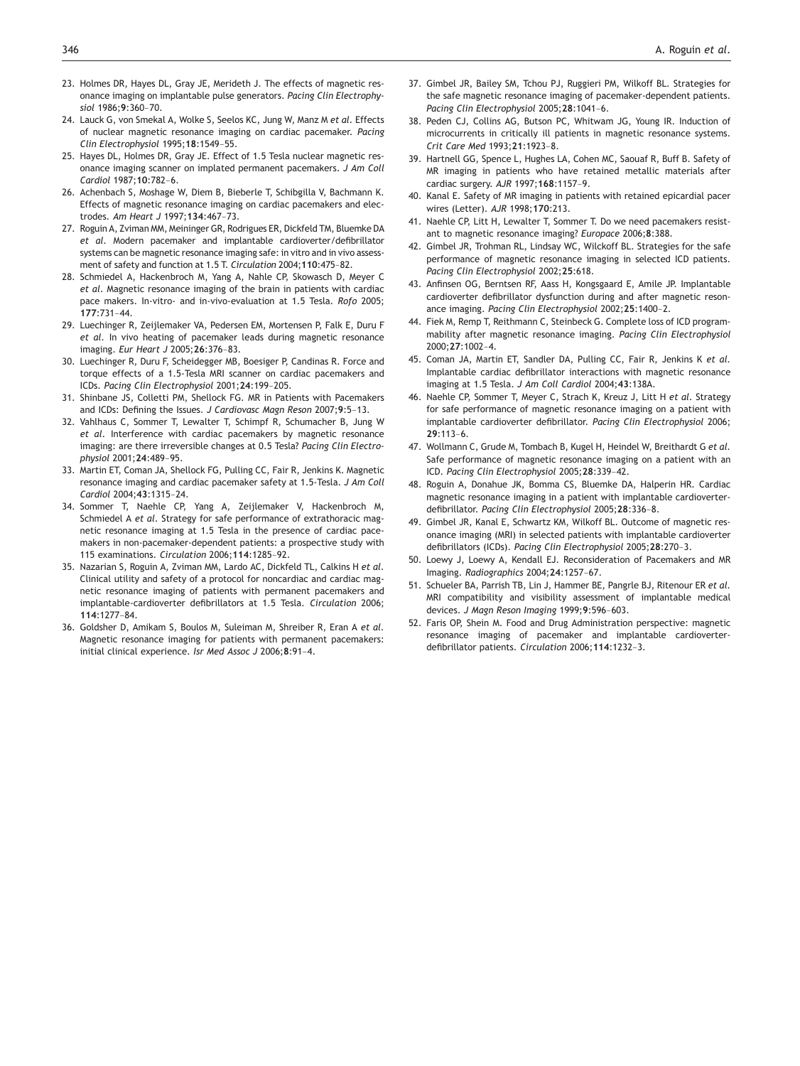23. Holmes DR, Hayes DL, Gray JE, Merideth J. The effects of magnetic resonance imaging on implantable pulse generators. *Pacing Clin Electrophysiol* 1986;**9**:360–70.
24. Lauck G, von Smekal A, Wolke S, Seelos KC, Jung W, Manz M *et al*. Effects of nuclear magnetic resonance imaging on cardiac pacemaker. *Pacing Clin Electrophysiol* 1995;**18**:1549–55.
25. Hayes DL, Holmes DR, Gray JE. Effect of 1.5 Tesla nuclear magnetic resonance imaging scanner on implated permanent pacemakers. *J Am Coll Cardiol* 1987;**10**:782–6.
26. Achenbach S, Moshage W, Diem B, Bieberle T, Schibgilla V, Bachmann K. Effects of magnetic resonance imaging on cardiac pacemakers and electrodes. *Am Heart J* 1997;**134**:467–73.
27. Roguin A, Zviman MM, Meininger GR, Rodrigues ER, Dickfeld TM, Bluemke DA *et al*. Modern pacemaker and implantable cardioverter/defibrillator systems can be magnetic resonance imaging safe: in vitro and in vivo assessment of safety and function at 1.5 T. *Circulation* 2004;**110**:475–82.
28. Schmiedel A, Hackenbroch M, Yang A, Nahle CP, Skowasch D, Meyer C *et al*. Magnetic resonance imaging of the brain in patients with cardiac pace makers. In-vitro- and in-vivo-evaluation at 1.5 Tesla. *Rofo* 2005; **177**:731–44.
29. Luechinger R, Zeijlemaker VA, Pedersen EM, Mortensen P, Falk E, Duru F *et al*. In vivo heating of pacemaker leads during magnetic resonance imaging. *Eur Heart J* 2005;**26**:376–83.
30. Luechinger R, Duru F, Scheidegger MB, Boesiger P, Candinas R. Force and torque effects of a 1.5-Tesla MRI scanner on cardiac pacemakers and ICDs. *Pacing Clin Electrophysiol* 2001;**24**:199–205.
31. Shinbane JS, Colletti PM, Shellock FG. MR in Patients with Pacemakers and ICDs: Defining the Issues. *J Cardiovasc Magn Reson* 2007;**9**:5–13.
32. Vahlhaus C, Sommer T, Lewalter T, Schimpf R, Schumacher B, Jung W *et al*. Interference with cardiac pacemakers by magnetic resonance imaging: are there irreversible changes at 0.5 Tesla? *Pacing Clin Electrophysiol* 2001;**24**:489–95.
33. Martin ET, Coman JA, Shellock FG, Pulling CC, Fair R, Jenkins K. Magnetic resonance imaging and cardiac pacemaker safety at 1.5-Tesla. *J Am Coll Cardiol* 2004;**43**:1315–24.
34. Sommer T, Naehle CP, Yang A, Zeijlemaker V, Hackenbroch M, Schmiedel A *et al*. Strategy for safe performance of extrathoracic magnetic resonance imaging at 1.5 Tesla in the presence of cardiac pacemakers in non-pacemaker-dependent patients: a prospective study with 115 examinations. *Circulation* 2006;**114**:1285–92.
35. Nazarian S, Roguin A, Zviman MM, Lardo AC, Dickfeld TL, Calkins H *et al*. Clinical utility and safety of a protocol for noncardiac and cardiac magnetic resonance imaging of patients with permanent pacemakers and implantable-cardioverter defibrillators at 1.5 Tesla. *Circulation* 2006; **114**:1277–84.
36. Goldsher D, Amikam S, Boulos M, Suleiman M, Shreiber R, Eran A *et al*. Magnetic resonance imaging for patients with permanent pacemakers: initial clinical experience. *Isr Med Assoc J* 2006;**8**:91–4.
37. Gimbel JR, Bailey SM, Tchou PJ, Ruggieri PM, Wilkoff BL. Strategies for the safe magnetic resonance imaging of pacemaker-dependent patients. *Pacing Clin Electrophysiol* 2005;**28**:1041–6.
38. Peden CJ, Collins AG, Butson PC, Whitwam JG, Young IR. Induction of microcurrents in critically ill patients in magnetic resonance systems. *Crit Care Med* 1993;**21**:1923–8.
39. Hartnell GG, Spence L, Hughes LA, Cohen MC, Saouaf R, Buff B. Safety of MR imaging in patients who have retained metallic materials after cardiac surgery. *AJR* 1997;**168**:1157–9.
40. Kanal E. Safety of MR imaging in patients with retained epicardial pacer wires (Letter). *AJR* 1998;**170**:213.
41. Naehle CP, Litt H, Lewalter T, Sommer T. Do we need pacemakers resistant to magnetic resonance imaging? *Europace* 2006;**8**:388.
42. Gimbel JR, Trohman RL, Lindsay WC, Wilckoff BL. Strategies for the safe performance of magnetic resonance imaging in selected ICD patients. *Pacing Clin Electrophysiol* 2002;**25**:618.
43. Anfinsen OG, Berntsen RF, Aass H, Kongsgaard E, Amile JP. Implantable cardioverter defibrillator dysfunction during and after magnetic resonance imaging. *Pacing Clin Electrophysiol* 2002;**25**:1400–2.
44. Fiek M, Remp T, Reithmann C, Steinbeck G. Complete loss of ICD programmability after magnetic resonance imaging. *Pacing Clin Electrophysiol* 2000;**27**:1002–4.
45. Coman JA, Martin ET, Sandler DA, Pulling CC, Fair R, Jenkins K *et al*. Implantable cardiac defibrillator interactions with magnetic resonance imaging at 1.5 Tesla. *J Am Coll Cardiol* 2004;**43**:138A.
46. Naehle CP, Sommer T, Meyer C, Strach K, Kreuz J, Litt H *et al*. Strategy for safe performance of magnetic resonance imaging on a patient with implantable cardioverter defibrillator. *Pacing Clin Electrophysiol* 2006; **29**:113–6.
47. Wollmann C, Grude M, Tombach B, Kugel H, Heindel W, Breithardt G *et al*. Safe performance of magnetic resonance imaging on a patient with an ICD. *Pacing Clin Electrophysiol* 2005;**28**:339–42.
48. Roguin A, Donahue JK, Bomma CS, Bluemke DA, Halperin HR. Cardiac magnetic resonance imaging in a patient with implantable cardioverter-defibrillator. *Pacing Clin Electrophysiol* 2005;**28**:336–8.
49. Gimbel JR, Kanal E, Schwartz KM, Wilkoff BL. Outcome of magnetic resonance imaging (MRI) in selected patients with implantable cardioverter defibrillators (ICDs). *Pacing Clin Electrophysiol* 2005;**28**:270–3.
50. Loewy J, Loewy A, Kendall EJ. Reconsideration of Pacemakers and MR Imaging. *Radiographics* 2004;**24**:1257–67.
51. Schueler BA, Parrish TB, Lin J, Hammer BE, Pangrle BJ, Ritenour ER *et al*. MRI compatibility and visibility assessment of implantable medical devices. *J Magn Reson Imaging* 1999;**9**:596–603.
52. Faris OP, Shein M. Food and Drug Administration perspective: magnetic resonance imaging of pacemaker and implantable cardioverter-defibrillator patients. *Circulation* 2006;**114**:1232–3.